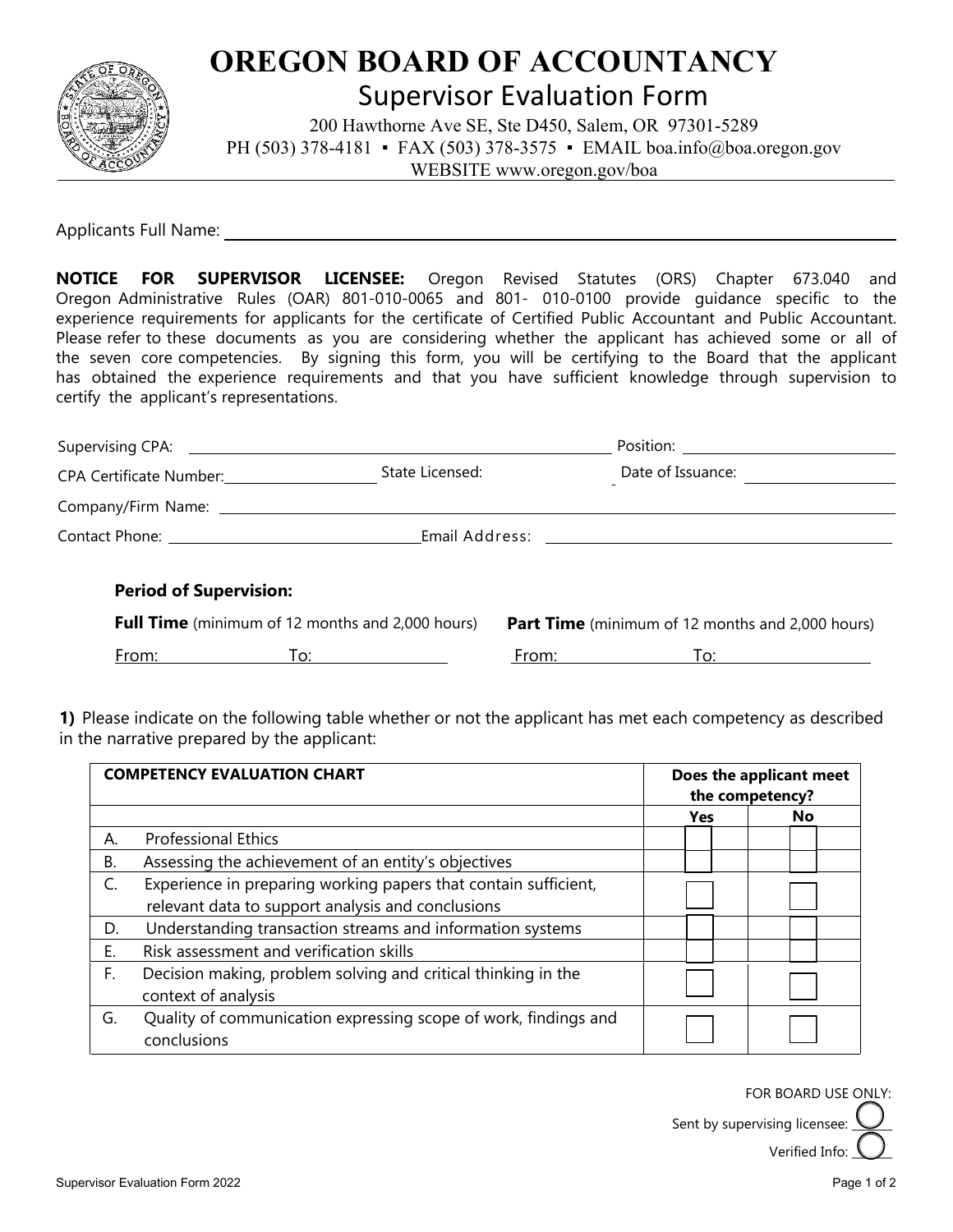# OREGON BOARD OF ACCOUNTANCY

## Supervisor Evaluation Form

200 Hawthorne Ave SE, Ste D450, Salem, OR 97301-5289
PH (503) 378-4181 ▪ FAX (503) 378-3575 ▪ EMAIL boa.info@boa.oregon.gov
WEBSITE www.oregon.gov/boa

Applicants Full Name: ______________________________

**NOTICE FOR SUPERVISOR LICENSEE:** Oregon Revised Statutes (ORS) Chapter 673.040 and Oregon Administrative Rules (OAR) 801-010-0065 and 801- 010-0100 provide guidance specific to the experience requirements for applicants for the certificate of Certified Public Accountant and Public Accountant. Please refer to these documents as you are considering whether the applicant has achieved some or all of the seven core competencies. By signing this form, you will be certifying to the Board that the applicant has obtained the experience requirements and that you have sufficient knowledge through supervision to certify the applicant's representations.

Supervising CPA: ______________________________ Position: ______________

CPA Certificate Number: ______________ State Licensed: ______________ Date of Issuance: ______________

Company/Firm Name: ______________________________

Contact Phone: ______________ Email Address: ______________

**Period of Supervision:**

**Full Time** (minimum of 12 months and 2,000 hours)
From: __________ To: __________

**Part Time** (minimum of 12 months and 2,000 hours)
From: __________ To: __________

**1)** Please indicate on the following table whether or not the applicant has met each competency as described in the narrative prepared by the applicant:

| **COMPETENCY EVALUATION CHART** | **Does the applicant meet the competency?** | |
|---|---|---|
| | **Yes** | **No** |
| A. Professional Ethics | ☐ | ☐ |
| B. Assessing the achievement of an entity's objectives | ☐ | ☐ |
| C. Experience in preparing working papers that contain sufficient, relevant data to support analysis and conclusions | ☐ | ☐ |
| D. Understanding transaction streams and information systems | ☐ | ☐ |
| E. Risk assessment and verification skills | ☐ | ☐ |
| F. Decision making, problem solving and critical thinking in the context of analysis | ☐ | ☐ |
| G. Quality of communication expressing scope of work, findings and conclusions | ☐ | ☐ |

FOR BOARD USE ONLY:

Sent by supervising licensee: ◯

Verified Info: ◯

Supervisor Evaluation Form 2022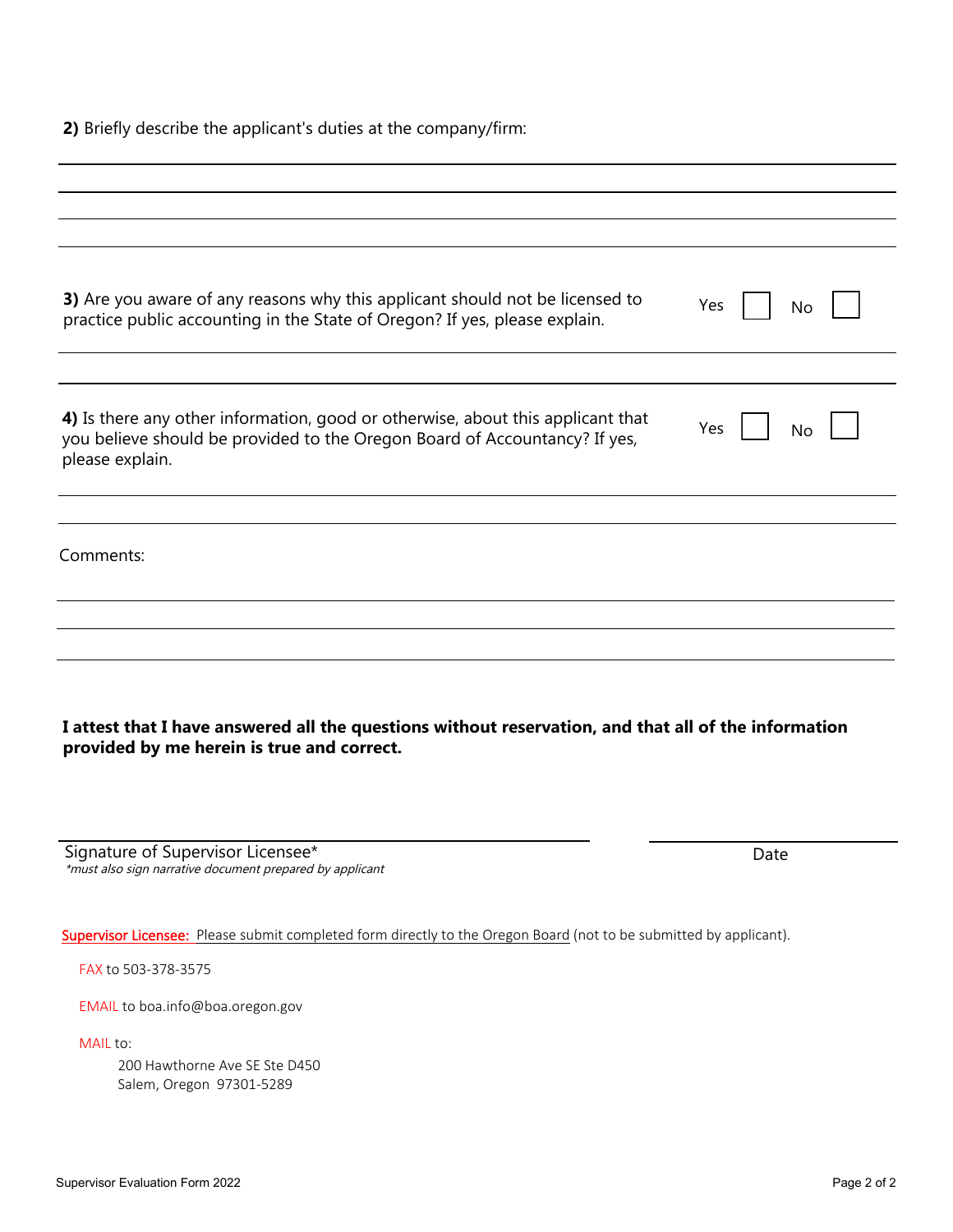**2)** Briefly describe the applicant's duties at the company/firm:

**3)** Are you aware of any reasons why this applicant should not be licensed to practice public accounting in the State of Oregon? If yes, please explain.

Yes ☐ No ☐

**4)** Is there any other information, good or otherwise, about this applicant that you believe should be provided to the Oregon Board of Accountancy? If yes, please explain.

Yes ☐ No ☐

Comments:

**I attest that I have answered all the questions without reservation, and that all of the information provided by me herein is true and correct.**

Signature of Supervisor Licensee*
*\*must also sign narrative document prepared by applicant*

Date

Supervisor Licensee: Please submit completed form directly to the Oregon Board (not to be submitted by applicant).

FAX to 503-378-3575

EMAIL to boa.info@boa.oregon.gov

MAIL to:

200 Hawthorne Ave SE Ste D450
Salem, Oregon 97301-5289

Supervisor Evaluation Form 2022